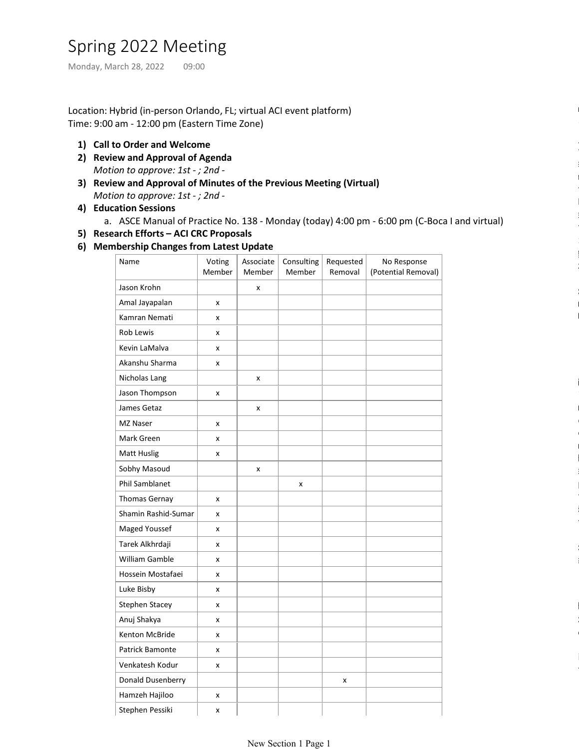# Spring 2022 Meeting

Monday, March 28, 2022 09:00

Location: Hybrid (in-person Orlando, FL; virtual ACI event platform)
Time: 9:00 am - 12:00 pm (Eastern Time Zone)

1) **Call to Order and Welcome**
2) **Review and Approval of Agenda**
   *Motion to approve: 1st - ; 2nd -*
3) **Review and Approval of Minutes of the Previous Meeting (Virtual)**
   *Motion to approve: 1st - ; 2nd -*
4) **Education Sessions**
   a. ASCE Manual of Practice No. 138 - Monday (today) 4:00 pm - 6:00 pm (C-Boca I and virtual)
5) **Research Efforts – ACI CRC Proposals**
6) **Membership Changes from Latest Update**

| Name | Voting Member | Associate Member | Consulting Member | Requested Removal | No Response (Potential Removal) |
|---|---|---|---|---|---|
| Jason Krohn | | x | | | |
| Amal Jayapalan | x | | | | |
| Kamran Nemati | x | | | | |
| Rob Lewis | x | | | | |
| Kevin LaMalva | x | | | | |
| Akanshu Sharma | x | | | | |
| Nicholas Lang | | x | | | |
| Jason Thompson | x | | | | |
| James Getaz | | x | | | |
| MZ Naser | x | | | | |
| Mark Green | x | | | | |
| Matt Huslig | x | | | | |
| Sobhy Masoud | | x | | | |
| Phil Samblanet | | | x | | |
| Thomas Gernay | x | | | | |
| Shamin Rashid-Sumar | x | | | | |
| Maged Youssef | x | | | | |
| Tarek Alkhrdaji | x | | | | |
| William Gamble | x | | | | |
| Hossein Mostafaei | x | | | | |
| Luke Bisby | x | | | | |
| Stephen Stacey | x | | | | |
| Anuj Shakya | x | | | | |
| Kenton McBride | x | | | | |
| Patrick Bamonte | x | | | | |
| Venkatesh Kodur | x | | | | |
| Donald Dusenberry | | | | x | |
| Hamzeh Hajiloo | x | | | | |
| Stephen Pessiki | x | | | | |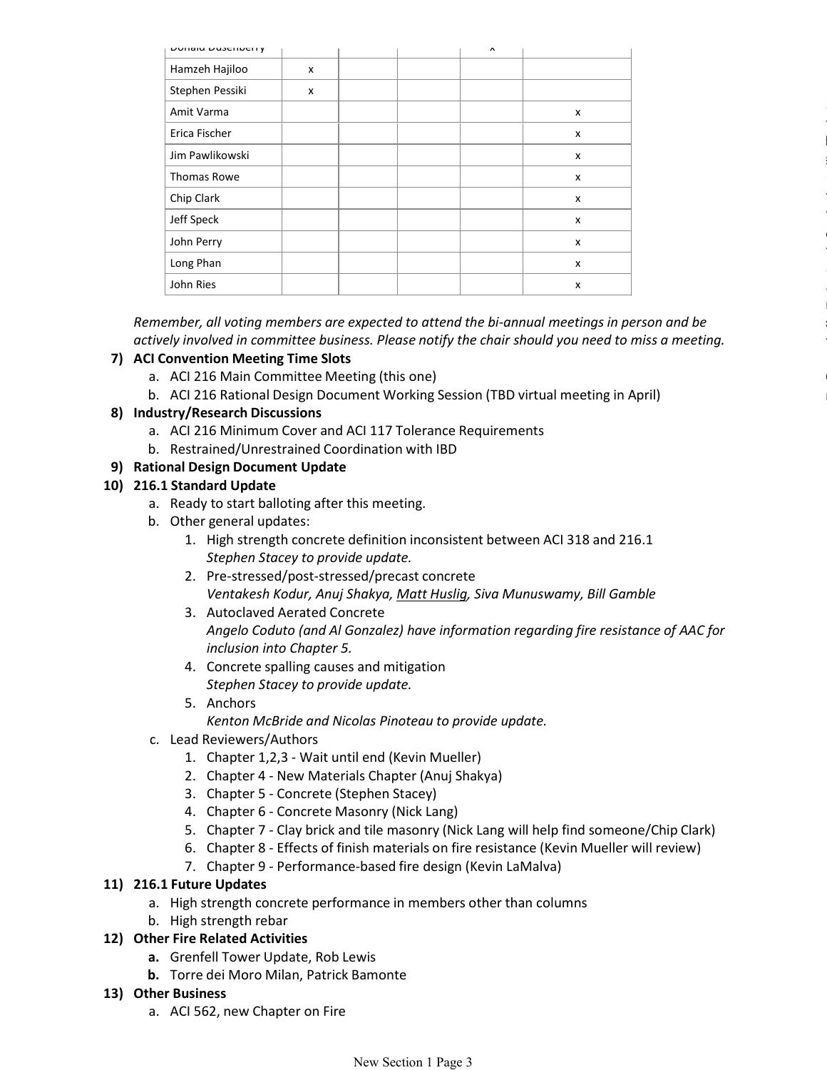| Donald Dusenberry | | | | x | |
|---|---|---|---|---|---|
| Hamzeh Hajiloo | x | | | | |
| Stephen Pessiki | x | | | | |
| Amit Varma | | | | | x |
| Erica Fischer | | | | | x |
| Jim Pawlikowski | | | | | x |
| Thomas Rowe | | | | | x |
| Chip Clark | | | | | x |
| Jeff Speck | | | | | x |
| John Perry | | | | | x |
| Long Phan | | | | | x |
| John Ries | | | | | x |

*Remember, all voting members are expected to attend the bi-annual meetings in person and be actively involved in committee business. Please notify the chair should you need to miss a meeting.*

7) **ACI Convention Meeting Time Slots**
   a. ACI 216 Main Committee Meeting (this one)
   b. ACI 216 Rational Design Document Working Session (TBD virtual meeting in April)

8) **Industry/Research Discussions**
   a. ACI 216 Minimum Cover and ACI 117 Tolerance Requirements
   b. Restrained/Unrestrained Coordination with IBD

9) **Rational Design Document Update**

10) **216.1 Standard Update**
   a. Ready to start balloting after this meeting.
   b. Other general updates:
      1. High strength concrete definition inconsistent between ACI 318 and 216.1
         *Stephen Stacey to provide update.*
      2. Pre-stressed/post-stressed/precast concrete
         *Ventakesh Kodur, Anuj Shakya, Matt Huslig, Siva Munuswamy, Bill Gamble*
      3. Autoclaved Aerated Concrete
         *Angelo Coduto (and Al Gonzalez) have information regarding fire resistance of AAC for inclusion into Chapter 5.*
      4. Concrete spalling causes and mitigation
         *Stephen Stacey to provide update.*
      5. Anchors
         *Kenton McBride and Nicolas Pinoteau to provide update.*
   c. Lead Reviewers/Authors
      1. Chapter 1,2,3 - Wait until end (Kevin Mueller)
      2. Chapter 4 - New Materials Chapter (Anuj Shakya)
      3. Chapter 5 - Concrete (Stephen Stacey)
      4. Chapter 6 - Concrete Masonry (Nick Lang)
      5. Chapter 7 - Clay brick and tile masonry (Nick Lang will help find someone/Chip Clark)
      6. Chapter 8 - Effects of finish materials on fire resistance (Kevin Mueller will review)
      7. Chapter 9 - Performance-based fire design (Kevin LaMalva)

11) **216.1 Future Updates**
   a. High strength concrete performance in members other than columns
   b. High strength rebar

12) **Other Fire Related Activities**
   **a.** Grenfell Tower Update, Rob Lewis
   **b.** Torre dei Moro Milan, Patrick Bamonte

13) **Other Business**
   a. ACI 562, new Chapter on Fire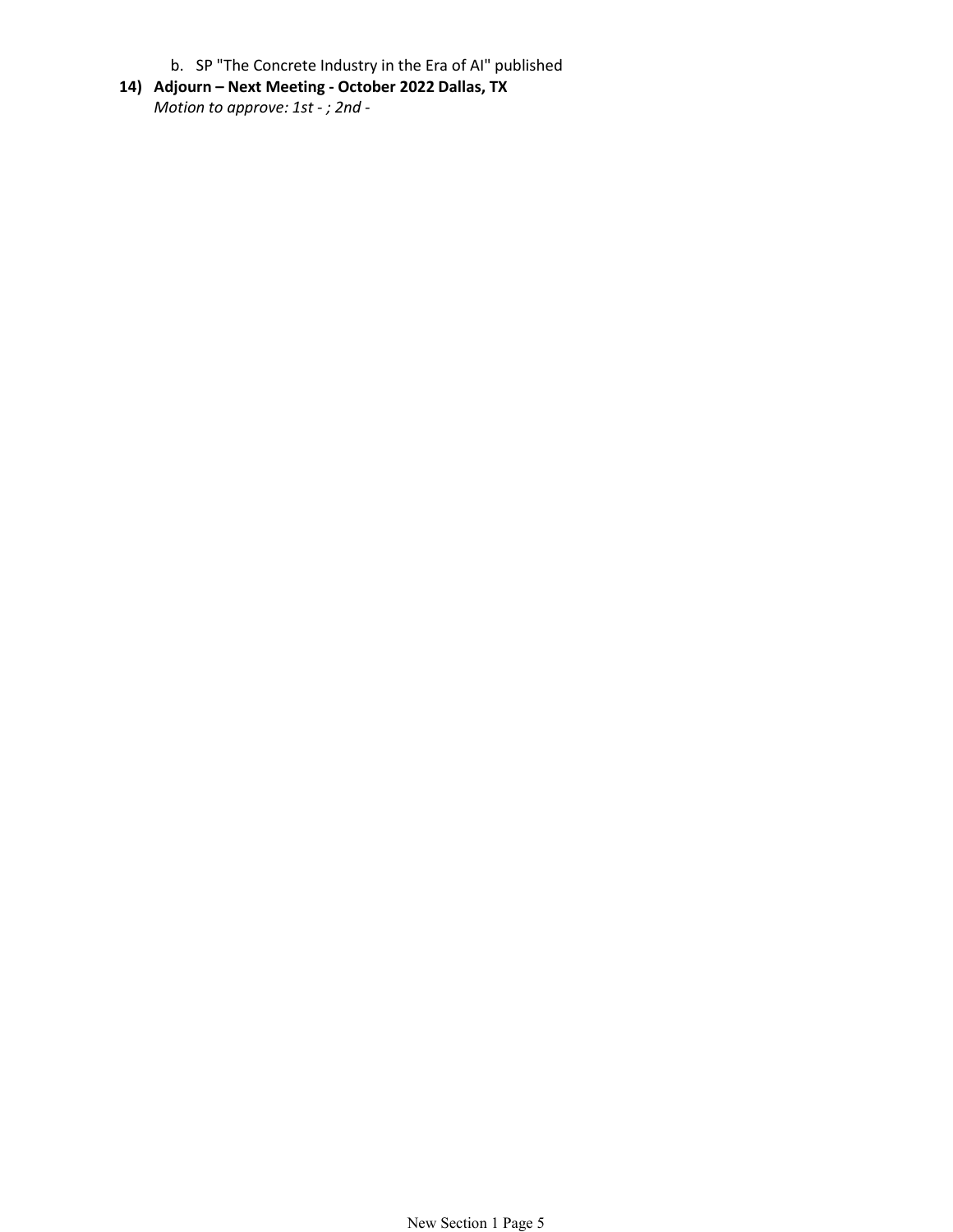b. SP "The Concrete Industry in the Era of AI" published

**14) Adjourn – Next Meeting - October 2022 Dallas, TX**

*Motion to approve: 1st - ; 2nd -*